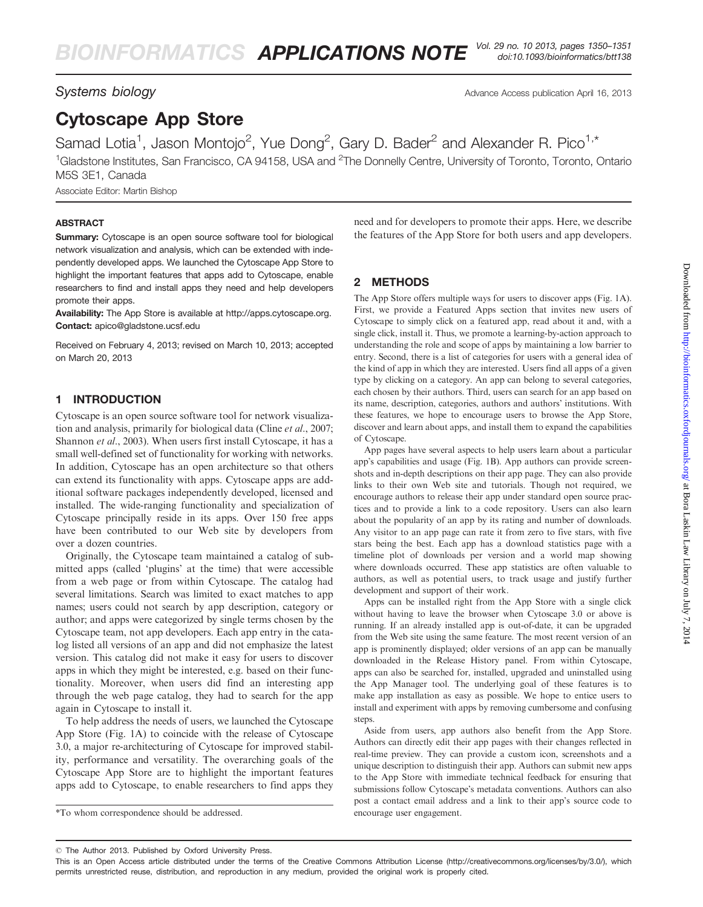*Systems biology*

# Cytoscape App Store

Samad Lotia[1], Jason Montojo[2], Yue Dong[2], Gary D. Bader[2] and Alexander R. Pico[1,*]

[1]Gladstone Institutes, San Francisco, CA 94158, USA and [2]The Donnelly Centre, University of Toronto, Toronto, Ontario M5S 3E1, Canada

Associate Editor: Martin Bishop

## ABSTRACT

**Summary:** Cytoscape is an open source software tool for biological network visualization and analysis, which can be extended with independently developed apps. We launched the Cytoscape App Store to highlight the important features that apps add to Cytoscape, enable researchers to find and install apps they need and help developers promote their apps.

**Availability:** The App Store is available at http://apps.cytoscape.org.

**Contact:** apico@gladstone.ucsf.edu

Received on February 4, 2013; revised on March 10, 2013; accepted on March 20, 2013

## 1 INTRODUCTION

Cytoscape is an open source software tool for network visualization and analysis, primarily for biological data (Cline *et al.*, 2007; Shannon *et al.*, 2003). When users first install Cytoscape, it has a small well-defined set of functionality for working with networks. In addition, Cytoscape has an open architecture so that others can extend its functionality with apps. Cytoscape apps are additional software packages independently developed, licensed and installed. The wide-ranging functionality and specialization of Cytoscape principally reside in its apps. Over 150 free apps have been contributed to our Web site by developers from over a dozen countries.

Originally, the Cytoscape team maintained a catalog of submitted apps (called 'plugins' at the time) that were accessible from a web page or from within Cytoscape. The catalog had several limitations. Search was limited to exact matches to app names; users could not search by app description, category or author; and apps were categorized by single terms chosen by the Cytoscape team, not app developers. Each app entry in the catalog listed all versions of an app and did not emphasize the latest version. This catalog did not make it easy for users to discover apps in which they might be interested, e.g. based on their functionality. Moreover, when users did find an interesting app through the web page catalog, they had to search for the app again in Cytoscape to install it.

To help address the needs of users, we launched the Cytoscape App Store (Fig. 1A) to coincide with the release of Cytoscape 3.0, a major re-architecturing of Cytoscape for improved stability, performance and versatility. The overarching goals of the Cytoscape App Store are to highlight the important features apps add to Cytoscape, to enable researchers to find apps they need and for developers to promote their apps. Here, we describe the features of the App Store for both users and app developers.

*To whom correspondence should be addressed.

## 2 METHODS

The App Store offers multiple ways for users to discover apps (Fig. 1A). First, we provide a Featured Apps section that invites new users of Cytoscape to simply click on a featured app, read about it and, with a single click, install it. Thus, we promote a learning-by-action approach to understanding the role and scope of apps by maintaining a low barrier to entry. Second, there is a list of categories for users with a general idea of the kind of app in which they are interested. Users find all apps of a given type by clicking on a category. An app can belong to several categories, each chosen by their authors. Third, users can search for an app based on its name, description, categories, authors and authors' institutions. With these features, we hope to encourage users to browse the App Store, discover and learn about apps, and install them to expand the capabilities of Cytoscape.

App pages have several aspects to help users learn about a particular app's capabilities and usage (Fig. 1B). App authors can provide screenshots and in-depth descriptions on their app page. They can also provide links to their own Web site and tutorials. Though not required, we encourage authors to release their app under standard open source practices and to provide a link to a code repository. Users can also learn about the popularity of an app by its rating and number of downloads. Any visitor to an app page can rate it from zero to five stars, with five stars being the best. Each app has a download statistics page with a timeline plot of downloads per version and a world map showing where downloads occurred. These app statistics are often valuable to authors, as well as potential users, to track usage and justify further development and support of their work.

Apps can be installed right from the App Store with a single click without having to leave the browser when Cytoscape 3.0 or above is running. If an already installed app is out-of-date, it can be upgraded from the Web site using the same feature. The most recent version of an app is prominently displayed; older versions of an app can be manually downloaded in the Release History panel. From within Cytoscape, apps can also be searched for, installed, upgraded and uninstalled using the App Manager tool. The underlying goal of these features is to make app installation as easy as possible. We hope to entice users to install and experiment with apps by removing cumbersome and confusing steps.

Aside from users, app authors also benefit from the App Store. Authors can directly edit their app pages with their changes reflected in real-time preview. They can provide a custom icon, screenshots and a unique description to distinguish their app. Authors can submit new apps to the App Store with immediate technical feedback for ensuring that submissions follow Cytoscape's metadata conventions. Authors can also post a contact email address and a link to their app's source code to encourage user engagement.

© The Author 2013. Published by Oxford University Press.

This is an Open Access article distributed under the terms of the Creative Commons Attribution License (http://creativecommons.org/licenses/by/3.0/), which permits unrestricted reuse, distribution, and reproduction in any medium, provided the original work is properly cited.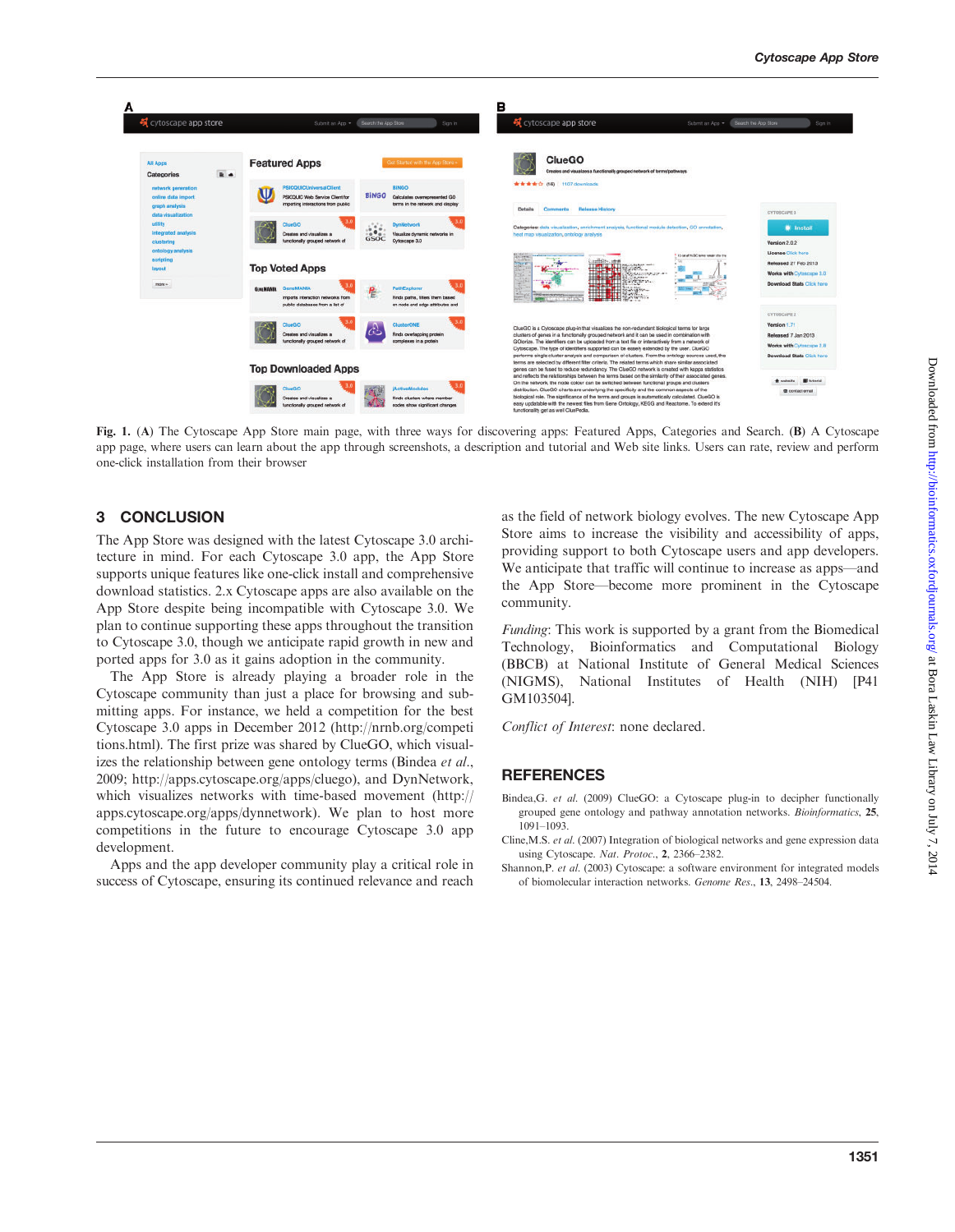Fig. 1. (A) The Cytoscape App Store main page, with three ways for discovering apps: Featured Apps, Categories and Search. (B) A Cytoscape app page, where users can learn about the app through screenshots, a description and tutorial and Web site links. Users can rate, review and perform one-click installation from their browser

## 3 CONCLUSION

The App Store was designed with the latest Cytoscape 3.0 architecture in mind. For each Cytoscape 3.0 app, the App Store supports unique features like one-click install and comprehensive download statistics. 2.x Cytoscape apps are also available on the App Store despite being incompatible with Cytoscape 3.0. We plan to continue supporting these apps throughout the transition to Cytoscape 3.0, though we anticipate rapid growth in new and ported apps for 3.0 as it gains adoption in the community.

The App Store is already playing a broader role in the Cytoscape community than just a place for browsing and submitting apps. For instance, we held a competition for the best Cytoscape 3.0 apps in December 2012 (http://nrnb.org/competitions.html). The first prize was shared by ClueGO, which visualizes the relationship between gene ontology terms (Bindea *et al.*, 2009; http://apps.cytoscape.org/apps/cluego), and DynNetwork, which visualizes networks with time-based movement (http://apps.cytoscape.org/apps/dynnetwork). We plan to host more competitions in the future to encourage Cytoscape 3.0 app development.

Apps and the app developer community play a critical role in success of Cytoscape, ensuring its continued relevance and reach as the field of network biology evolves. The new Cytoscape App Store aims to increase the visibility and accessibility of apps, providing support to both Cytoscape users and app developers. We anticipate that traffic will continue to increase as apps—and the App Store—become more prominent in the Cytoscape community.

*Funding*: This work is supported by a grant from the Biomedical Technology, Bioinformatics and Computational Biology (BBCB) at National Institute of General Medical Sciences (NIGMS), National Institutes of Health (NIH) [P41 GM103504].

*Conflict of Interest*: none declared.

## REFERENCES

Bindea,G. *et al.* (2009) ClueGO: a Cytoscape plug-in to decipher functionally grouped gene ontology and pathway annotation networks. *Bioinformatics*, **25**, 1091–1093.

Cline,M.S. *et al.* (2007) Integration of biological networks and gene expression data using Cytoscape. *Nat. Protoc.*, **2**, 2366–2382.

Shannon,P. *et al.* (2003) Cytoscape: a software environment for integrated models of biomolecular interaction networks. *Genome Res.*, **13**, 2498–24504.